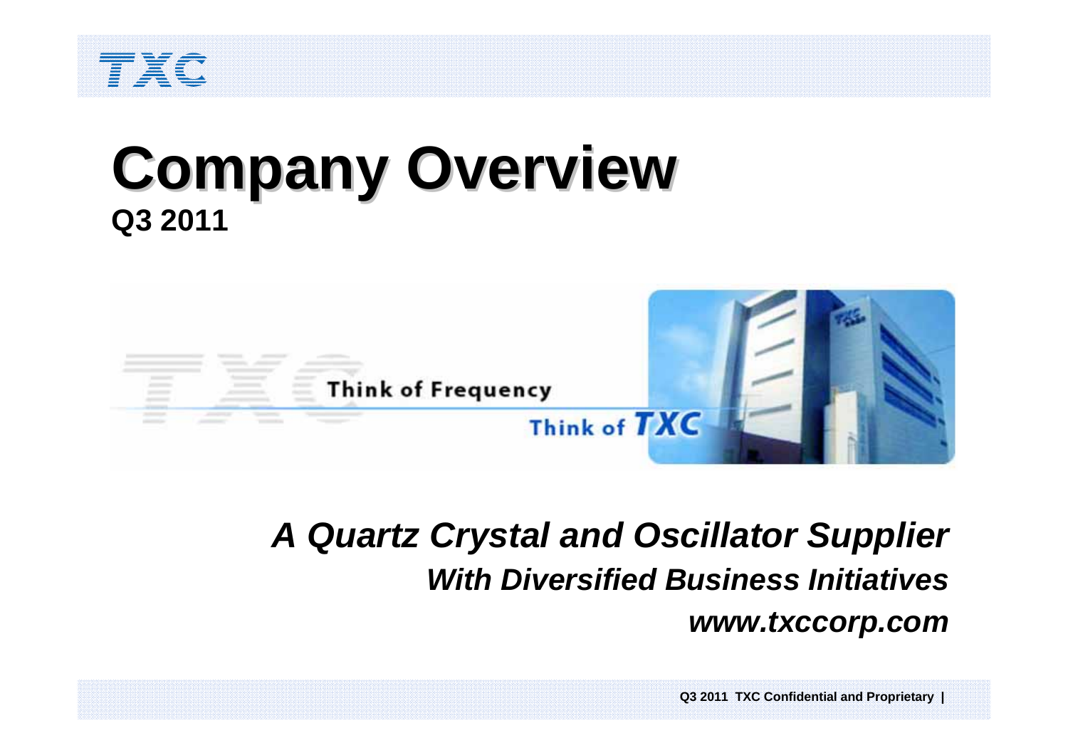# Company Overview

**Q3 2011**

Think of Frequency

Think of TXC

***A Quartz Crystal and Oscillator Supplier***

***With Diversified Business Initiatives***

***www.txccorp.com***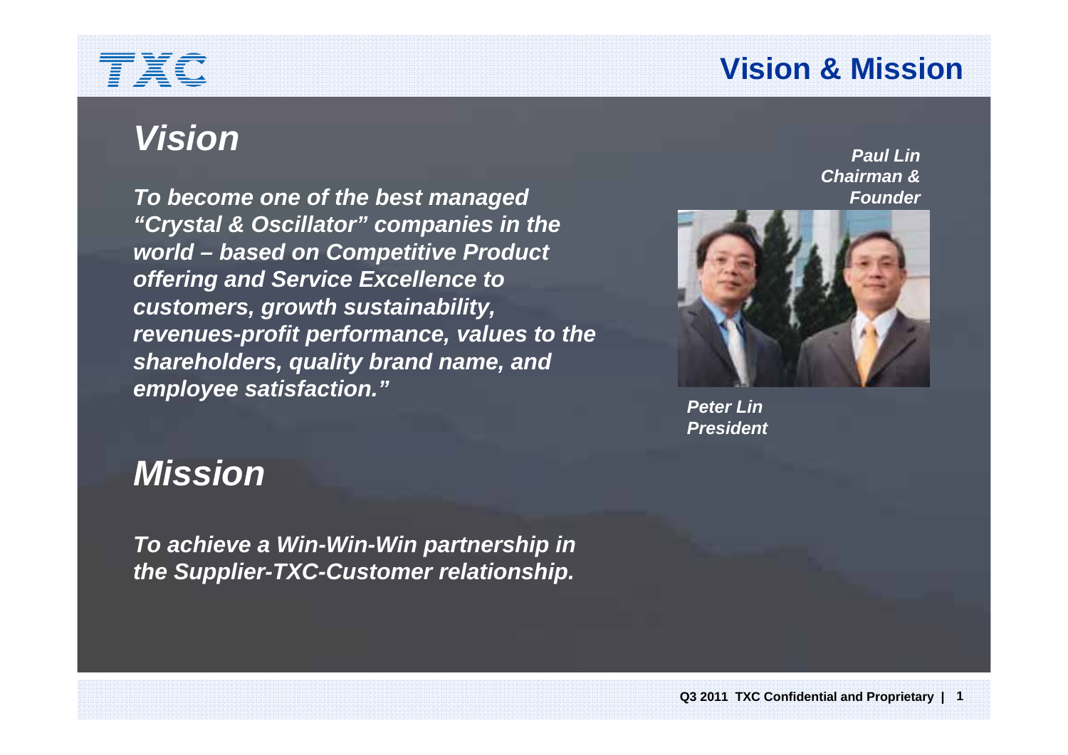# Vision & Mission

## *Vision*

***To become one of the best managed "Crystal & Oscillator" companies in the world – based on Competitive Product offering and Service Excellence to customers, growth sustainability, revenues-profit performance, values to the shareholders, quality brand name, and employee satisfaction."***

***Paul Lin***
***Chairman & Founder***

***Peter Lin***
***President***

## *Mission*

***To achieve a Win-Win-Win partnership in the Supplier-TXC-Customer relationship.***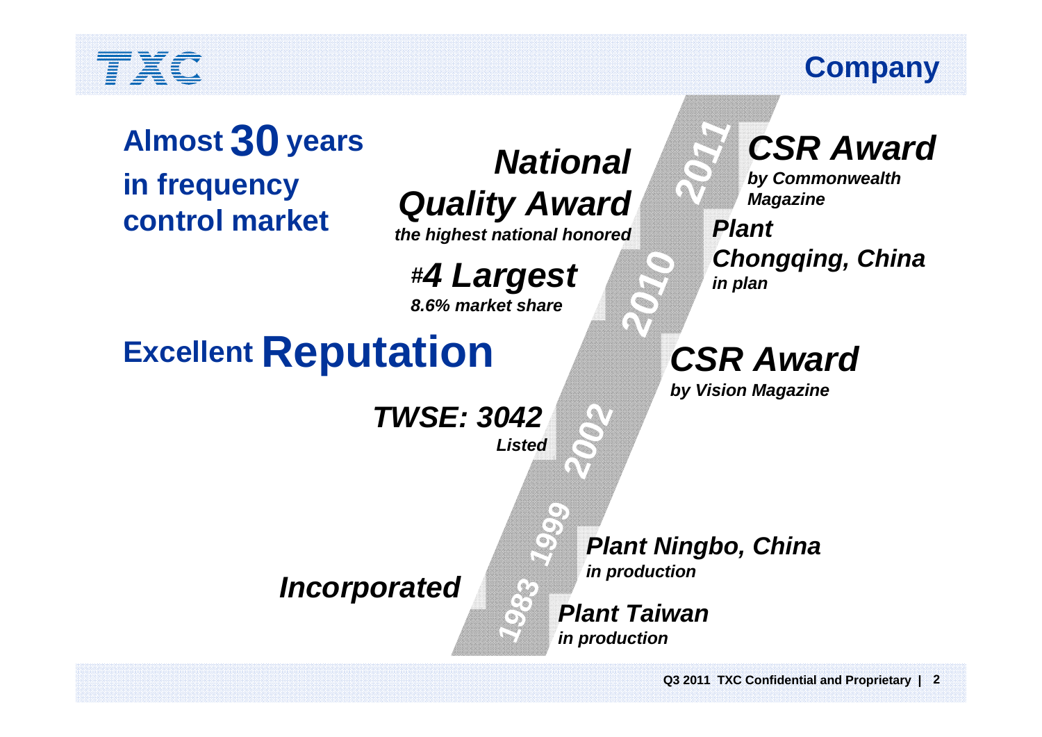## Company

**Almost 30 years in frequency control market**

**Excellent Reputation**

**1983** — ***Incorporated***

- ***Plant Taiwan*** *in production*

**1999**

- ***Plant Ningbo, China*** *in production*

**2002**

- ***TWSE: 3042*** *Listed*

**2010**

- ***#4 Largest*** *8.6% market share*
- ***CSR Award*** *by Vision Magazine*

**2011**

- ***National Quality Award*** *the highest national honored*
- ***CSR Award*** *by Commonwealth Magazine*
- ***Plant Chongqing, China*** *in plan*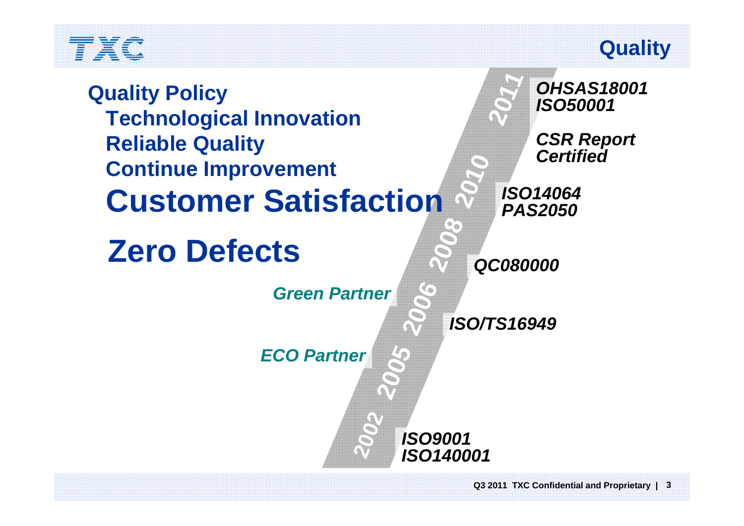# Quality

## Quality Policy

**Technological Innovation**

**Reliable Quality**

**Continue Improvement**

# Customer Satisfaction

# Zero Defects

- **2002** — *ISO9001*, *ISO140001*
- **2005** — *ECO Partner*
- **2006** — *Green Partner*, *ISO/TS16949*
- **2008** — *QC080000*
- **2010** — *ISO14064*, *PAS2050*
- **2011** — *OHSAS18001*, *ISO50001*, *CSR Report Certified*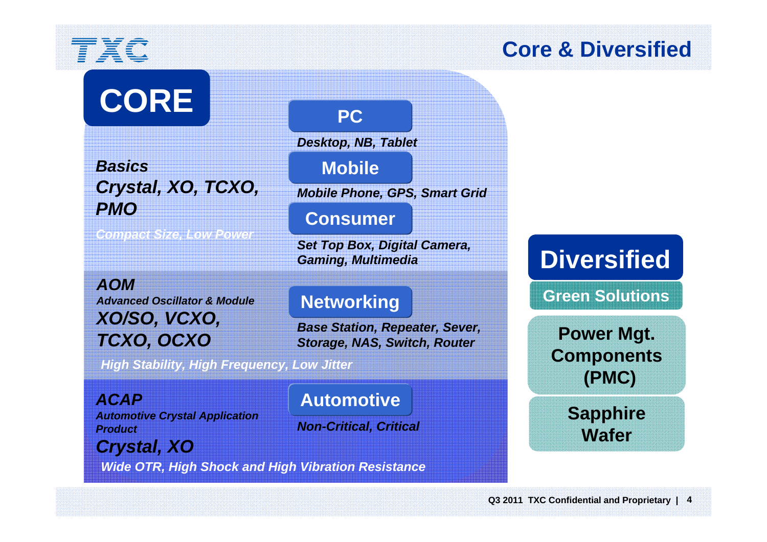# Core & Diversified

## CORE

| Product Line | Application | Markets |
|---|---|---|
| ***Basics***<br>***Crystal, XO, TCXO, PMO***<br>*Compact Size, Low Power* | **PC** | *Desktop, NB, Tablet* |
| | **Mobile** | *Mobile Phone, GPS, Smart Grid* |
| | **Consumer** | *Set Top Box, Digital Camera, Gaming, Multimedia* |
| ***AOM***<br>*Advanced Oscillator & Module*<br>***XO/SO, VCXO, TCXO, OCXO***<br>*High Stability, High Frequency, Low Jitter* | **Networking** | *Base Station, Repeater, Sever, Storage, NAS, Switch, Router* |
| ***ACAP***<br>*Automotive Crystal Application Product*<br>***Crystal, XO***<br>*Wide OTR, High Shock and High Vibration Resistance* | **Automotive** | *Non-Critical, Critical* |

## Diversified

**Green Solutions**

- **Power Mgt. Components (PMC)**
- **Sapphire Wafer**

Q3 2011 TXC Confidential and Proprietary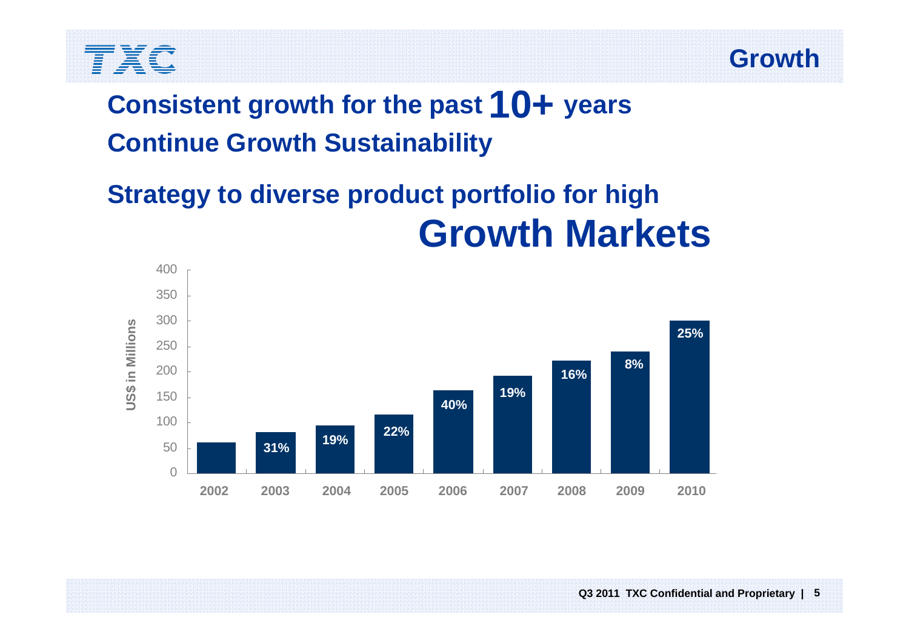# Growth

## Consistent growth for the past **10+** years

## Continue Growth Sustainability

## Strategy to diverse product portfolio for high Growth Markets

| Year | Growth |
|---|---|
| 2002 | |
| 2003 | 31% |
| 2004 | 19% |
| 2005 | 22% |
| 2006 | 40% |
| 2007 | 19% |
| 2008 | 16% |
| 2009 | 8% |
| 2010 | 25% |

US$ in Millions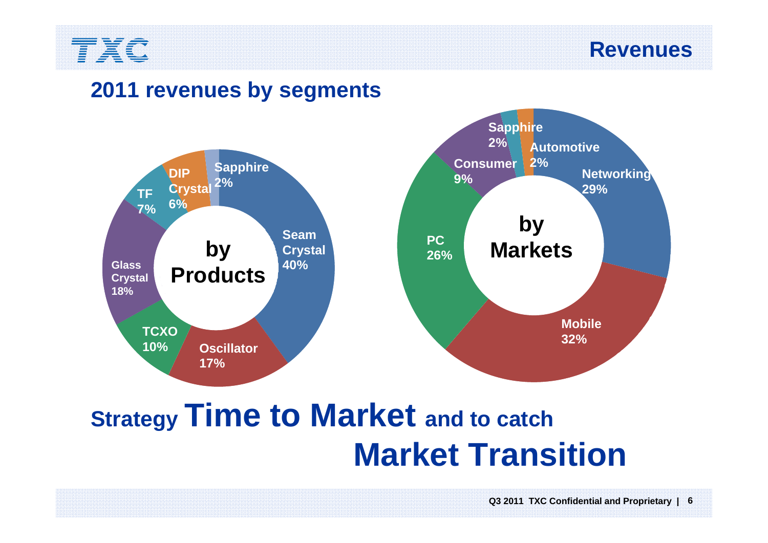# Revenues

## 2011 revenues by segments

**by Products**

- Seam Crystal 40%
- Oscillator 17%
- TCXO 10%
- Glass Crystal 18%
- TF 7%
- DIP Crystal 6%
- Sapphire 2%

**by Markets**

- Networking 29%
- Mobile 32%
- PC 26%
- Consumer 9%
- Sapphire 2%
- Automotive 2%

**Strategy Time to Market and to catch Market Transition**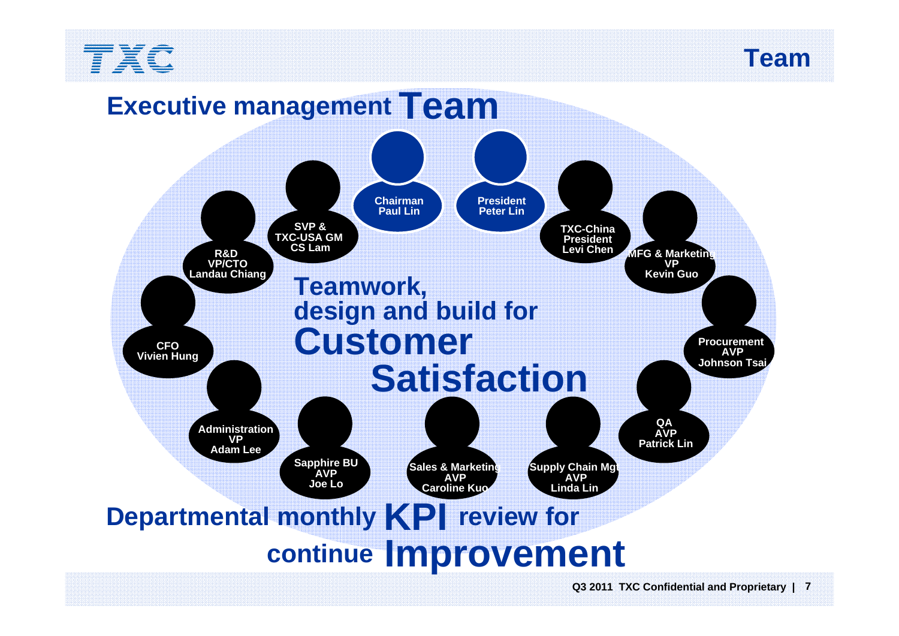# Team

## Executive management Team

- Chairman Paul Lin
- President Peter Lin
- SVP & TXC-USA GM CS Lam
- TXC-China President Levi Chen
- R&D VP/CTO Landau Chiang
- MFG & Marketing VP Kevin Guo
- CFO Vivien Hung
- Procurement AVP Johnson Tsai
- Administration VP Adam Lee
- QA AVP Patrick Lin
- Sapphire BU AVP Joe Lo
- Sales & Marketing AVP Caroline Kuo
- Supply Chain Mgt AVP Linda Lin

**Teamwork, design and build for Customer Satisfaction**

**Departmental monthly KPI review for continue Improvement**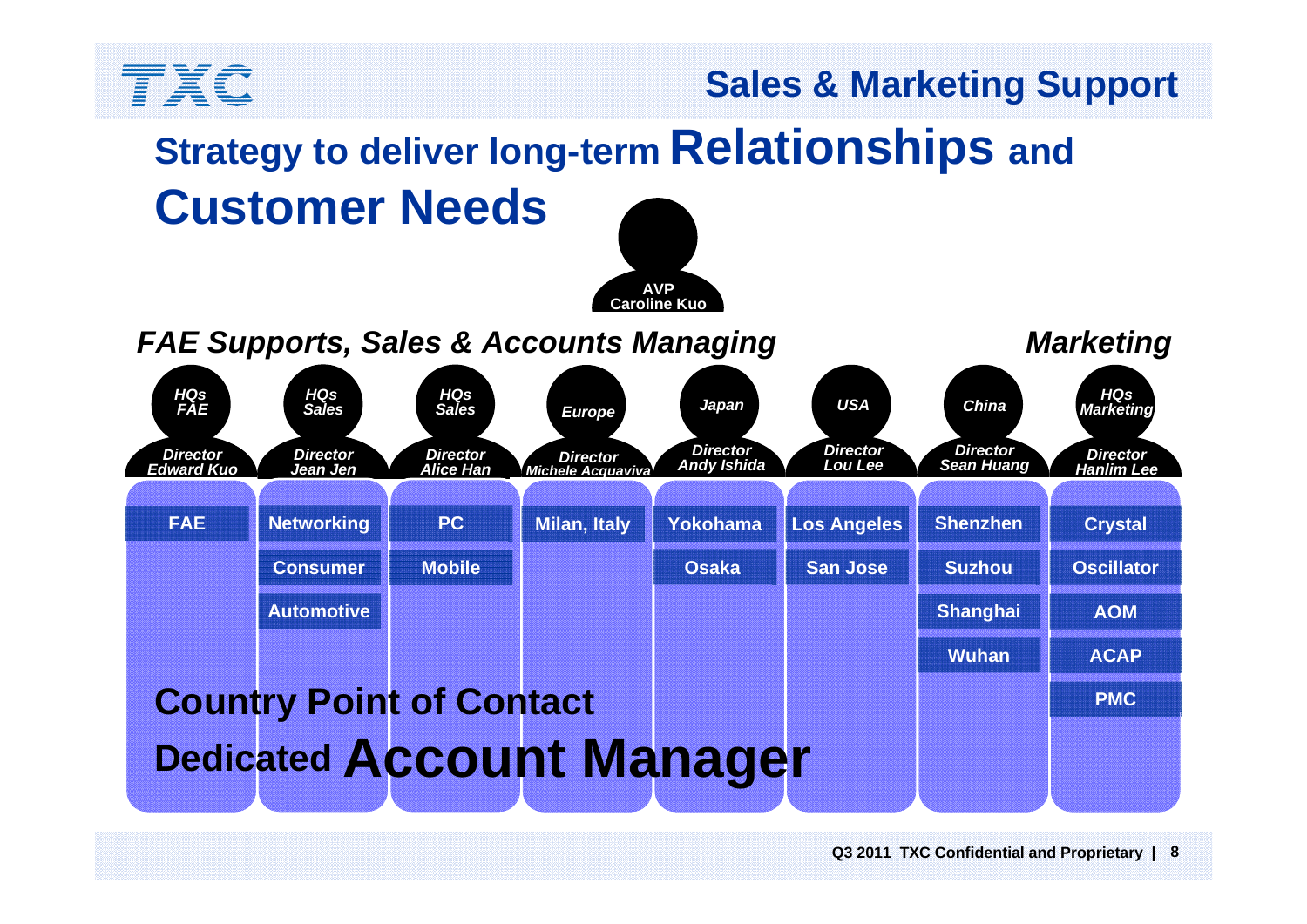## Sales & Marketing Support

# Strategy to deliver long-term **Relationships** and **Customer Needs**

**AVP**
**Caroline Kuo**

### *FAE Supports, Sales & Accounts Managing* / *Marketing*

| *HQs FAE* | *HQs Sales* | *HQs Sales* | *Europe* | *Japan* | *USA* | *China* | *HQs Marketing* |
|---|---|---|---|---|---|---|---|
| *Director Edward Kuo* | *Director Jean Jen* | *Director Alice Han* | *Director Michele Acquaviva* | *Director Andy Ishida* | *Director Lou Lee* | *Director Sean Huang* | *Director Hanlim Lee* |
| FAE | Networking | PC | Milan, Italy | Yokohama | Los Angeles | Shenzhen | Crystal |
| | Consumer | Mobile | | Osaka | San Jose | Suzhou | Oscillator |
| | Automotive | | | | | Shanghai | AOM |
| | | | | | | Wuhan | ACAP |
| | | | | | | | PMC |

**Country Point of Contact**

**Dedicated Account Manager**

Q3 2011 TXC Confidential and Proprietary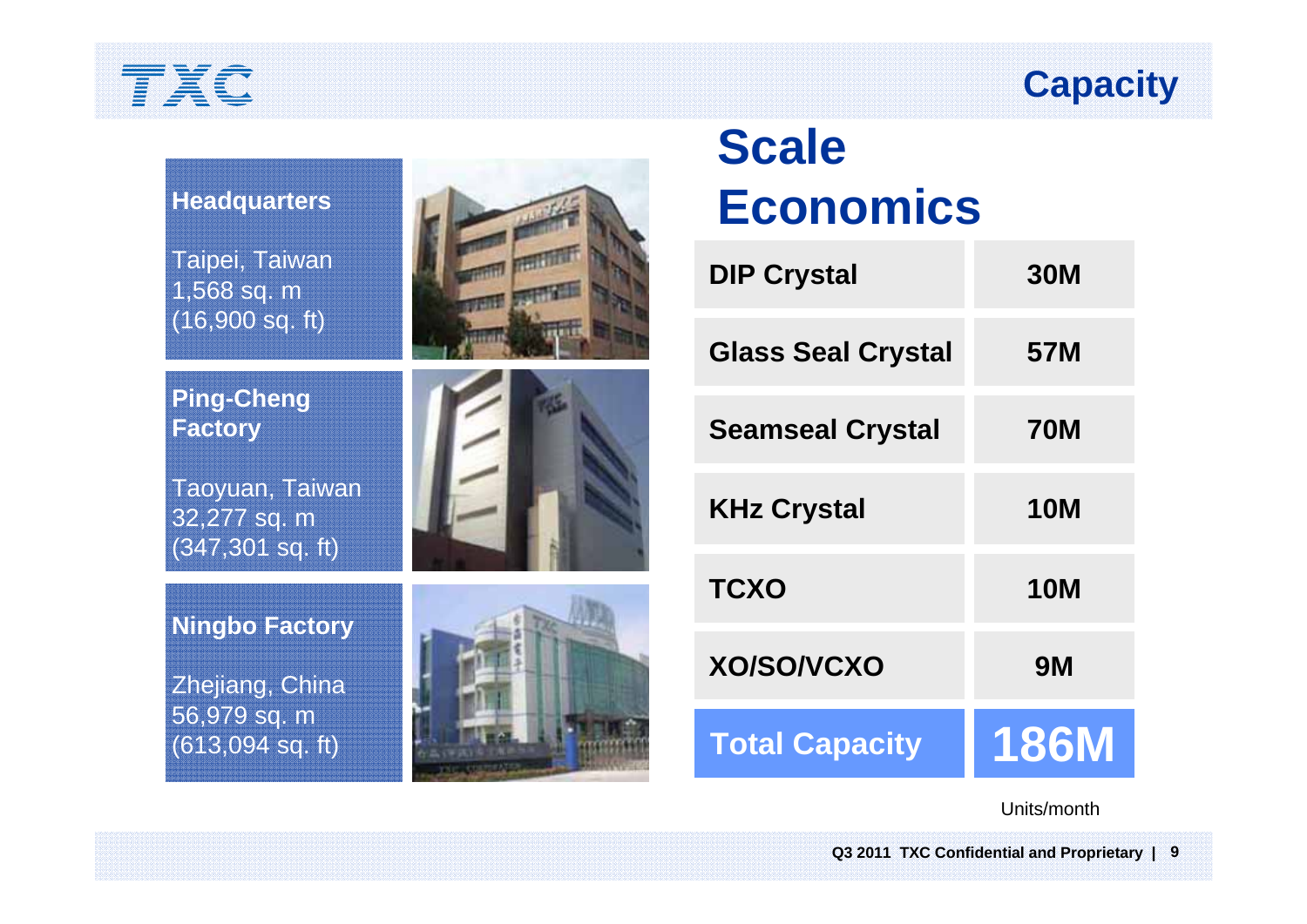# Capacity

**Headquarters**

Taipei, Taiwan
1,568 sq. m
(16,900 sq. ft)

**Ping-Cheng Factory**

Taoyuan, Taiwan
32,277 sq. m
(347,301 sq. ft)

**Ningbo Factory**

Zhejiang, China
56,979 sq. m
(613,094 sq. ft)

## Scale Economics

| Product | Capacity |
|---|---|
| DIP Crystal | 30M |
| Glass Seal Crystal | 57M |
| Seamseal Crystal | 70M |
| KHz Crystal | 10M |
| TCXO | 10M |
| XO/SO/VCXO | 9M |
| **Total Capacity** | **186M** |

Units/month

Q3 2011 TXC Confidential and Proprietary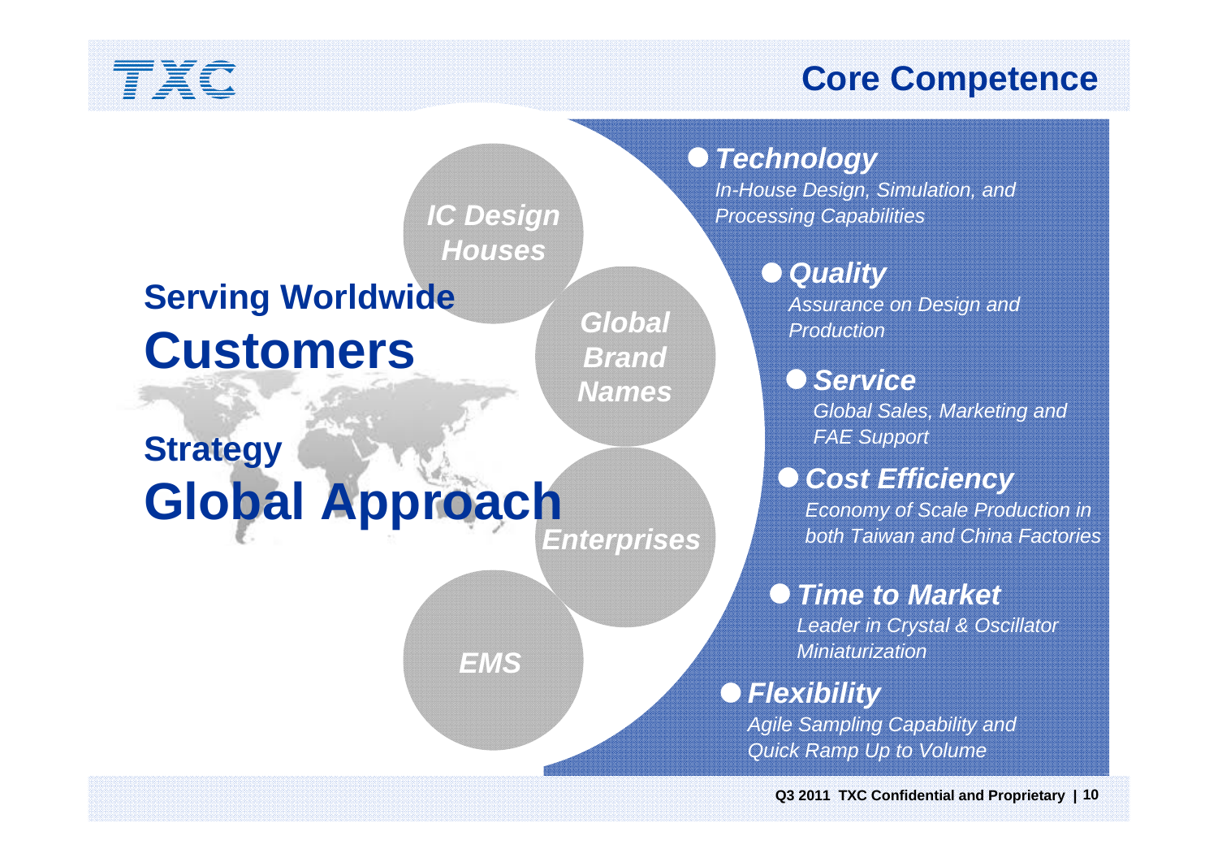# Core Competence

## Serving Worldwide
## Customers

- *IC Design Houses*
- *Global Brand Names*
- *Enterprises*
- *EMS*

## Strategy
## Global Approach

- ***Technology***
  *In-House Design, Simulation, and Processing Capabilities*
- ***Quality***
  *Assurance on Design and Production*
- ***Service***
  *Global Sales, Marketing and FAE Support*
- ***Cost Efficiency***
  *Economy of Scale Production in both Taiwan and China Factories*
- ***Time to Market***
  *Leader in Crystal & Oscillator Miniaturization*
- ***Flexibility***
  *Agile Sampling Capability and Quick Ramp Up to Volume*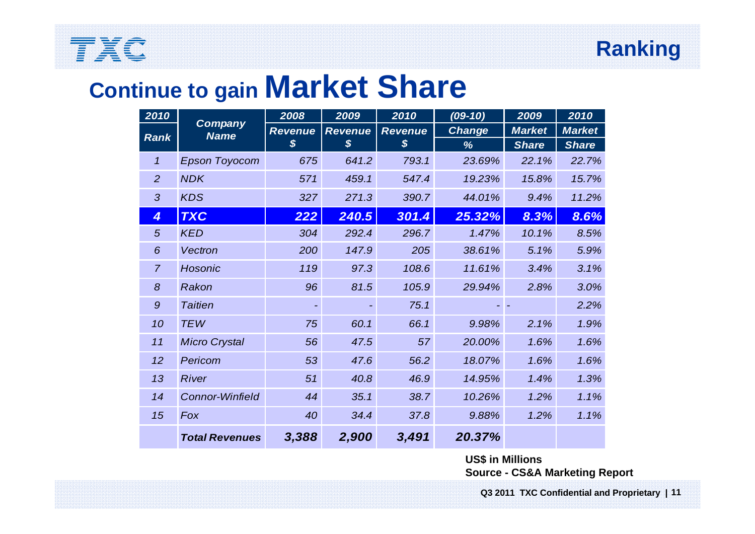# Continue to gain Market Share

| 2010 Rank | Company Name | 2008 Revenue $ | 2009 Revenue $ | 2010 Revenue $ | (09-10) Change % | 2009 Market Share | 2010 Market Share |
|---|---|---|---|---|---|---|---|
| 1 | Epson Toyocom | 675 | 641.2 | 793.1 | 23.69% | 22.1% | 22.7% |
| 2 | NDK | 571 | 459.1 | 547.4 | 19.23% | 15.8% | 15.7% |
| 3 | KDS | 327 | 271.3 | 390.7 | 44.01% | 9.4% | 11.2% |
| **4** | **TXC** | **222** | **240.5** | **301.4** | **25.32%** | **8.3%** | **8.6%** |
| 5 | KED | 304 | 292.4 | 296.7 | 1.47% | 10.1% | 8.5% |
| 6 | Vectron | 200 | 147.9 | 205 | 38.61% | 5.1% | 5.9% |
| 7 | Hosonic | 119 | 97.3 | 108.6 | 11.61% | 3.4% | 3.1% |
| 8 | Rakon | 96 | 81.5 | 105.9 | 29.94% | 2.8% | 3.0% |
| 9 | Taitien | - | - | 75.1 | - | - | 2.2% |
| 10 | TEW | 75 | 60.1 | 66.1 | 9.98% | 2.1% | 1.9% |
| 11 | Micro Crystal | 56 | 47.5 | 57 | 20.00% | 1.6% | 1.6% |
| 12 | Pericom | 53 | 47.6 | 56.2 | 18.07% | 1.6% | 1.6% |
| 13 | River | 51 | 40.8 | 46.9 | 14.95% | 1.4% | 1.3% |
| 14 | Connor-Winfield | 44 | 35.1 | 38.7 | 10.26% | 1.2% | 1.1% |
| 15 | Fox | 40 | 34.4 | 37.8 | 9.88% | 1.2% | 1.1% |
| | **Total Revenues** | **3,388** | **2,900** | **3,491** | **20.37%** | | |

**US$ in Millions**
**Source - CS&A Marketing Report**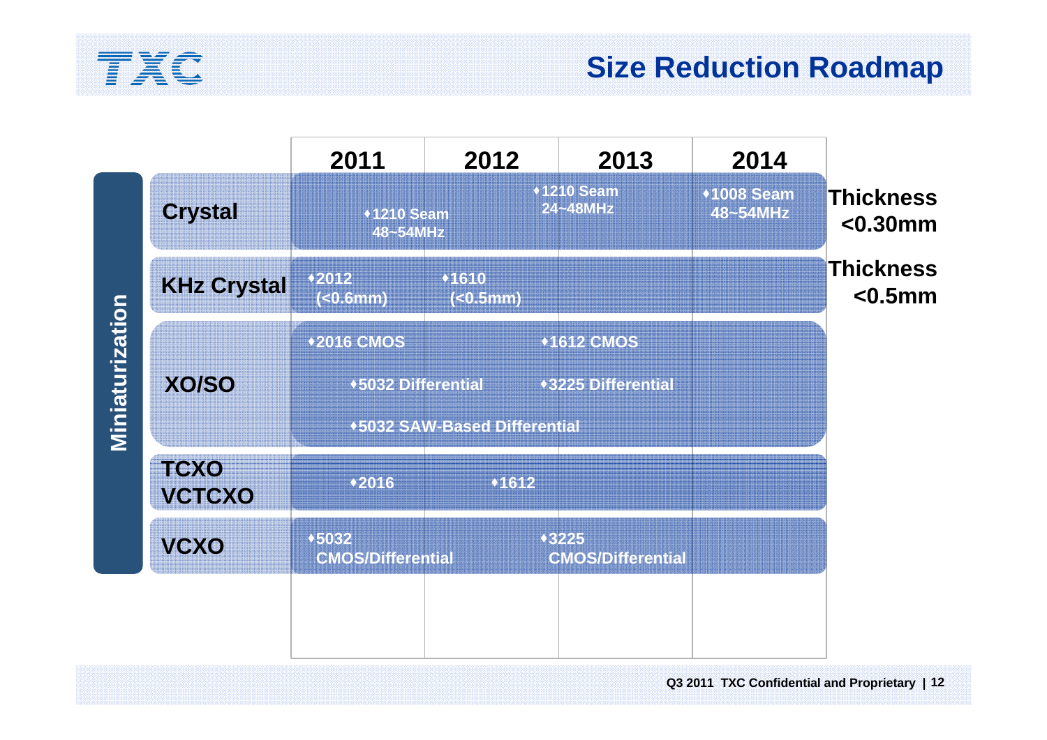# Size Reduction Roadmap

**Miniaturization**

| | 2011 | 2012 | 2013 | 2014 | |
|---|---|---|---|---|---|
| **Crystal** | ♦1210 Seam 48~54MHz | | ♦1210 Seam 24~48MHz | ♦1008 Seam 48~54MHz | **Thickness <0.30mm** |
| **KHz Crystal** | ♦2012 (<0.6mm) | ♦1610 (<0.5mm) | | | **Thickness <0.5mm** |
| **XO/SO** | ♦2016 CMOS<br>♦5032 Differential<br>♦5032 SAW-Based Differential | | ♦1612 CMOS<br>♦3225 Differential | | |
| **TCXO VCTCXO** | ♦2016 | ♦1612 | | | |
| **VCXO** | ♦5032 CMOS/Differential | | ♦3225 CMOS/Differential | | |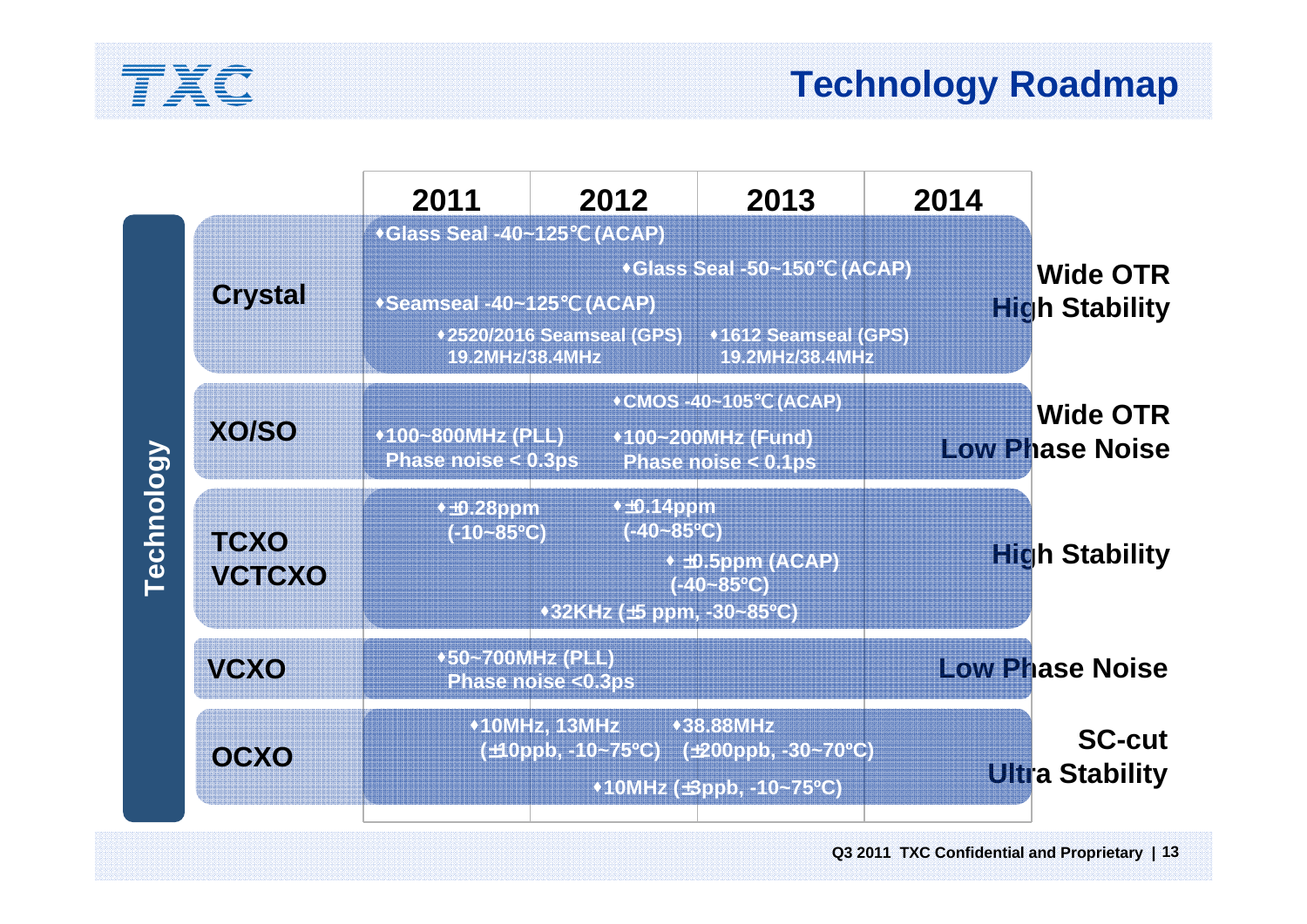# Technology Roadmap

**Technology**

| | 2011 | 2012 | 2013 | 2014 | |
|---|---|---|---|---|---|
| **Crystal** | ♦Glass Seal -40~125℃(ACAP)<br>♦Seamseal -40~125℃(ACAP)<br>♦2520/2016 Seamseal (GPS) 19.2MHz/38.4MHz | ♦Glass Seal -50~150℃(ACAP) | ♦1612 Seamseal (GPS) 19.2MHz/38.4MHz | | **Wide OTR**<br>**High Stability** |
| **XO/SO** | ♦100~800MHz (PLL) Phase noise < 0.3ps | ♦CMOS -40~105℃(ACAP)<br>♦100~200MHz (Fund) Phase noise < 0.1ps | | | **Wide OTR**<br>**Low Phase Noise** |
| **TCXO VCTCXO** | ♦±0.28ppm (-10~85ºC)<br>♦32KHz (±5 ppm, -30~85ºC) | ♦±0.14ppm (-40~85ºC) | ♦ ±0.5ppm (ACAP) (-40~85ºC) | | **High Stability** |
| **VCXO** | ♦50~700MHz (PLL) Phase noise <0.3ps | | | | **Low Phase Noise** |
| **OCXO** | ♦10MHz, 13MHz (±10ppb, -10~75ºC) | ♦38.88MHz (±200ppb, -30~70ºC)<br>♦10MHz (±3ppb, -10~75ºC) | | | **SC-cut**<br>**Ultra Stability** |

Q3 2011 TXC Confidential and Proprietary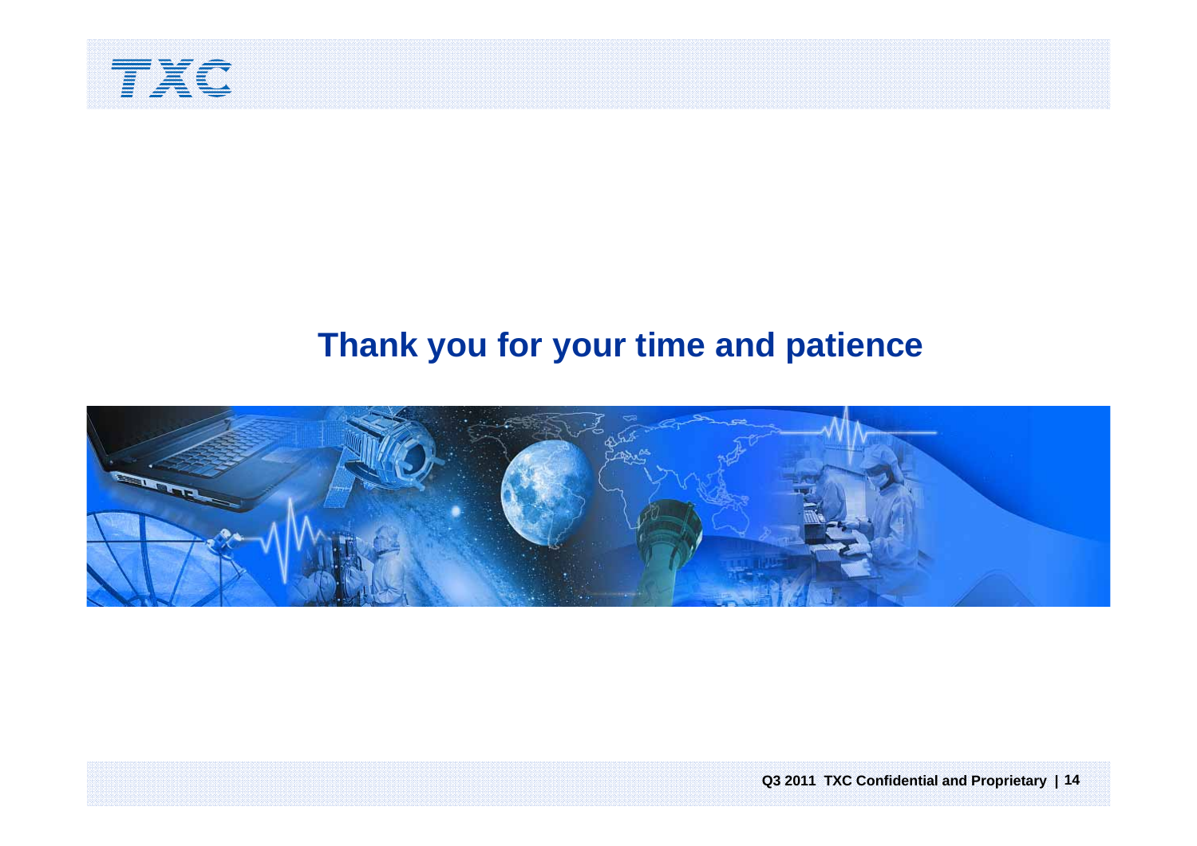Thank you for your time and patience